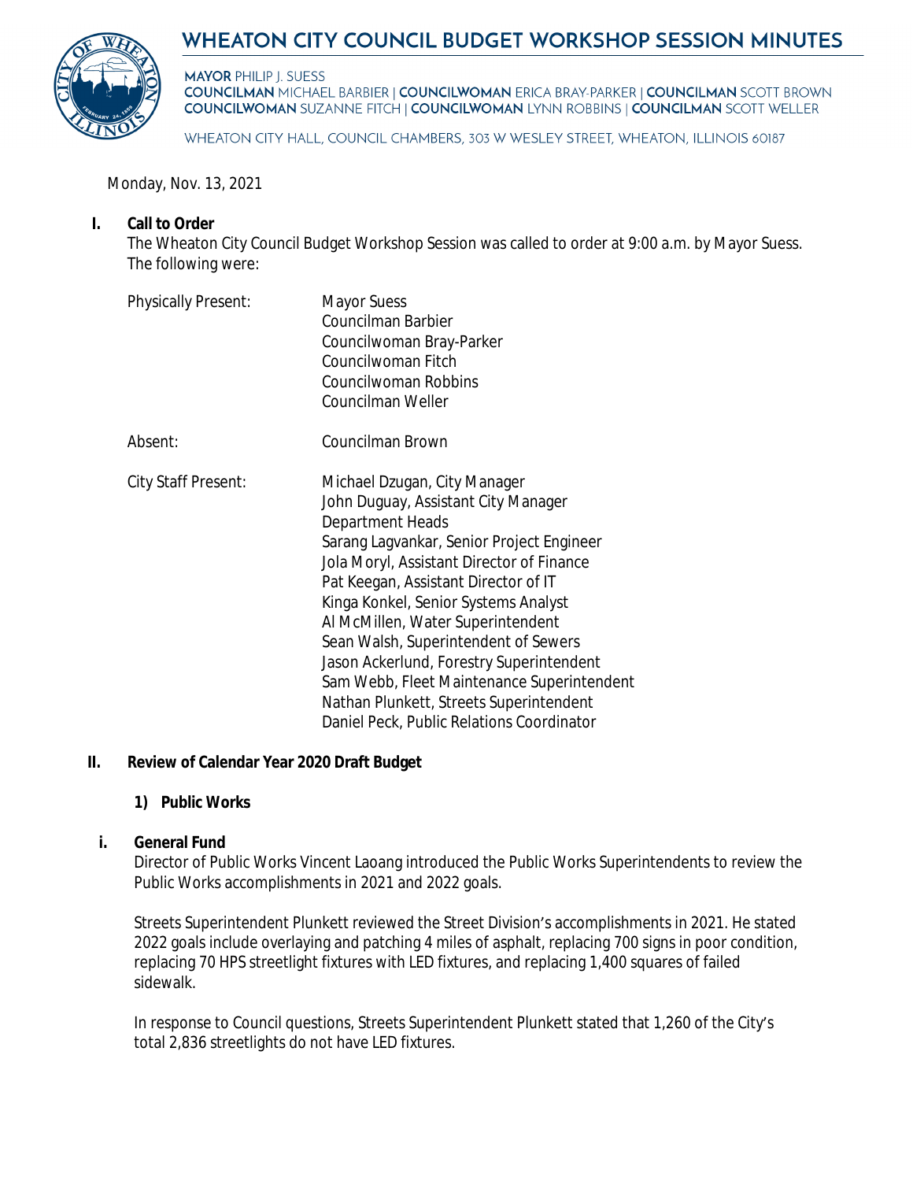# WHEATON CITY COUNCIL BUDGET WORKSHOP SESSION MINUTES

**MAYOR** PHILIP J. SUESS
**COUNCILMAN** MICHAEL BARBIER | **COUNCILWOMAN** ERICA BRAY-PARKER | **COUNCILMAN** SCOTT BROWN
**COUNCILWOMAN** SUZANNE FITCH | **COUNCILWOMAN** LYNN ROBBINS | **COUNCILMAN** SCOTT WELLER

WHEATON CITY HALL, COUNCIL CHAMBERS, 303 W WESLEY STREET, WHEATON, ILLINOIS 60187

Monday, Nov. 13, 2021

## I. Call to Order

The Wheaton City Council Budget Workshop Session was called to order at 9:00 a.m. by Mayor Suess. The following were:

Physically Present:
- Mayor Suess
- Councilman Barbier
- Councilwoman Bray-Parker
- Councilwoman Fitch
- Councilwoman Robbins
- Councilman Weller

Absent:
- Councilman Brown

City Staff Present:
- Michael Dzugan, City Manager
- John Duguay, Assistant City Manager
- Department Heads
- Sarang Lagvankar, Senior Project Engineer
- Jola Moryl, Assistant Director of Finance
- Pat Keegan, Assistant Director of IT
- Kinga Konkel, Senior Systems Analyst
- Al McMillen, Water Superintendent
- Sean Walsh, Superintendent of Sewers
- Jason Ackerlund, Forestry Superintendent
- Sam Webb, Fleet Maintenance Superintendent
- Nathan Plunkett, Streets Superintendent
- Daniel Peck, Public Relations Coordinator

## II. Review of Calendar Year 2020 Draft Budget

### 1) Public Works

#### i. General Fund

Director of Public Works Vincent Laoang introduced the Public Works Superintendents to review the Public Works accomplishments in 2021 and 2022 goals.

Streets Superintendent Plunkett reviewed the Street Division's accomplishments in 2021. He stated 2022 goals include overlaying and patching 4 miles of asphalt, replacing 700 signs in poor condition, replacing 70 HPS streetlight fixtures with LED fixtures, and replacing 1,400 squares of failed sidewalk.

In response to Council questions, Streets Superintendent Plunkett stated that 1,260 of the City's total 2,836 streetlights do not have LED fixtures.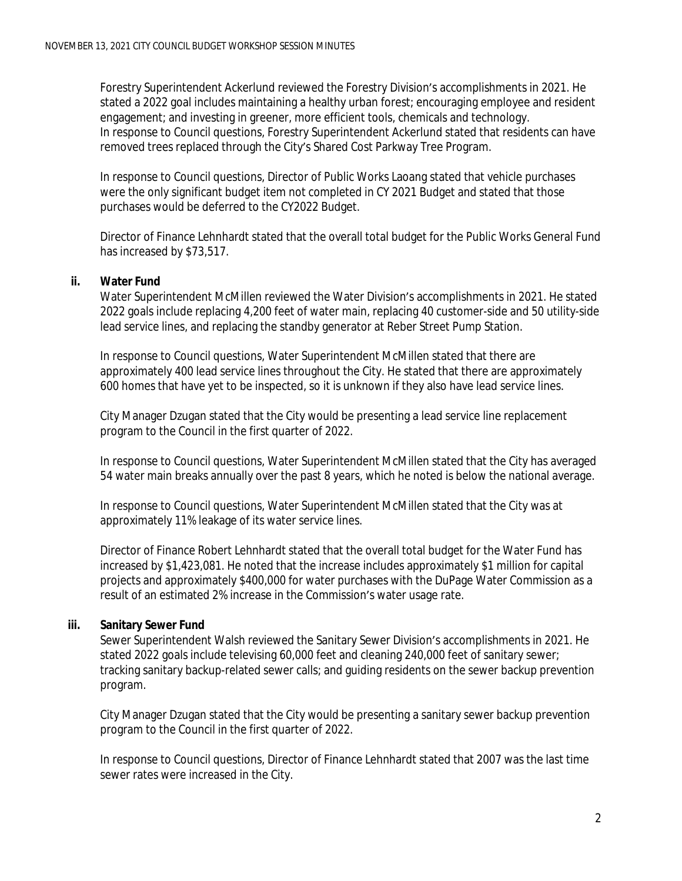Forestry Superintendent Ackerlund reviewed the Forestry Division's accomplishments in 2021. He stated a 2022 goal includes maintaining a healthy urban forest; encouraging employee and resident engagement; and investing in greener, more efficient tools, chemicals and technology. In response to Council questions, Forestry Superintendent Ackerlund stated that residents can have removed trees replaced through the City's Shared Cost Parkway Tree Program.

In response to Council questions, Director of Public Works Laoang stated that vehicle purchases were the only significant budget item not completed in CY 2021 Budget and stated that those purchases would be deferred to the CY2022 Budget.

Director of Finance Lehnhardt stated that the overall total budget for the Public Works General Fund has increased by $73,517.

**ii. Water Fund**

Water Superintendent McMillen reviewed the Water Division's accomplishments in 2021. He stated 2022 goals include replacing 4,200 feet of water main, replacing 40 customer-side and 50 utility-side lead service lines, and replacing the standby generator at Reber Street Pump Station.

In response to Council questions, Water Superintendent McMillen stated that there are approximately 400 lead service lines throughout the City. He stated that there are approximately 600 homes that have yet to be inspected, so it is unknown if they also have lead service lines.

City Manager Dzugan stated that the City would be presenting a lead service line replacement program to the Council in the first quarter of 2022.

In response to Council questions, Water Superintendent McMillen stated that the City has averaged 54 water main breaks annually over the past 8 years, which he noted is below the national average.

In response to Council questions, Water Superintendent McMillen stated that the City was at approximately 11% leakage of its water service lines.

Director of Finance Robert Lehnhardt stated that the overall total budget for the Water Fund has increased by $1,423,081. He noted that the increase includes approximately $1 million for capital projects and approximately $400,000 for water purchases with the DuPage Water Commission as a result of an estimated 2% increase in the Commission's water usage rate.

**iii. Sanitary Sewer Fund**

Sewer Superintendent Walsh reviewed the Sanitary Sewer Division's accomplishments in 2021. He stated 2022 goals include televising 60,000 feet and cleaning 240,000 feet of sanitary sewer; tracking sanitary backup-related sewer calls; and guiding residents on the sewer backup prevention program.

City Manager Dzugan stated that the City would be presenting a sanitary sewer backup prevention program to the Council in the first quarter of 2022.

In response to Council questions, Director of Finance Lehnhardt stated that 2007 was the last time sewer rates were increased in the City.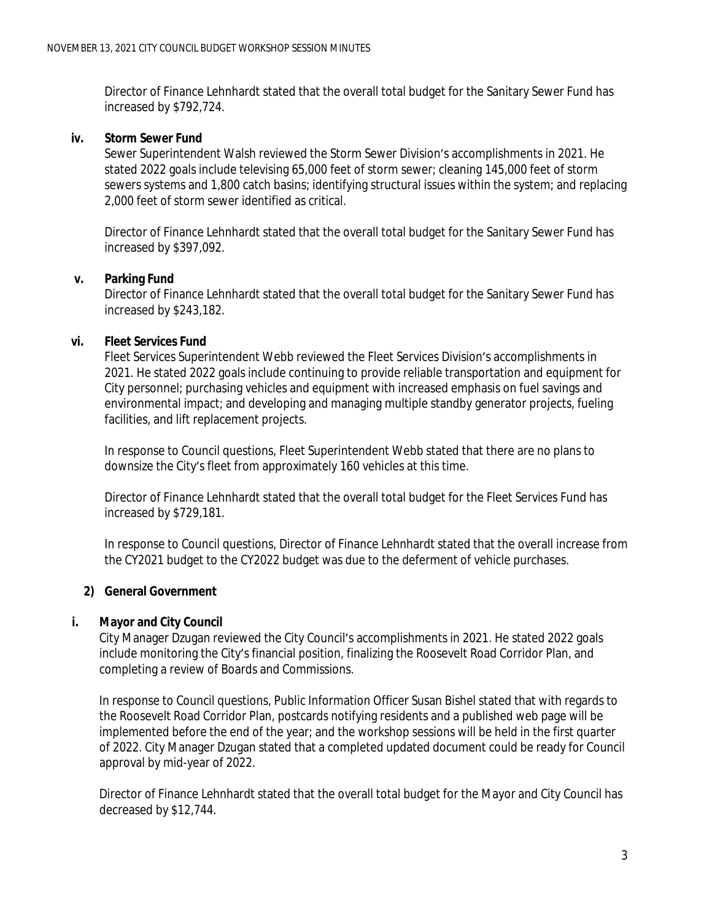Director of Finance Lehnhardt stated that the overall total budget for the Sanitary Sewer Fund has increased by $792,724.

**iv. Storm Sewer Fund**

Sewer Superintendent Walsh reviewed the Storm Sewer Division's accomplishments in 2021. He stated 2022 goals include televising 65,000 feet of storm sewer; cleaning 145,000 feet of storm sewers systems and 1,800 catch basins; identifying structural issues within the system; and replacing 2,000 feet of storm sewer identified as critical.

Director of Finance Lehnhardt stated that the overall total budget for the Sanitary Sewer Fund has increased by $397,092.

**v. Parking Fund**

Director of Finance Lehnhardt stated that the overall total budget for the Sanitary Sewer Fund has increased by $243,182.

**vi. Fleet Services Fund**

Fleet Services Superintendent Webb reviewed the Fleet Services Division's accomplishments in 2021. He stated 2022 goals include continuing to provide reliable transportation and equipment for City personnel; purchasing vehicles and equipment with increased emphasis on fuel savings and environmental impact; and developing and managing multiple standby generator projects, fueling facilities, and lift replacement projects.

In response to Council questions, Fleet Superintendent Webb stated that there are no plans to downsize the City's fleet from approximately 160 vehicles at this time.

Director of Finance Lehnhardt stated that the overall total budget for the Fleet Services Fund has increased by $729,181.

In response to Council questions, Director of Finance Lehnhardt stated that the overall increase from the CY2021 budget to the CY2022 budget was due to the deferment of vehicle purchases.

**2) General Government**

**i. Mayor and City Council**

City Manager Dzugan reviewed the City Council's accomplishments in 2021. He stated 2022 goals include monitoring the City's financial position, finalizing the Roosevelt Road Corridor Plan, and completing a review of Boards and Commissions.

In response to Council questions, Public Information Officer Susan Bishel stated that with regards to the Roosevelt Road Corridor Plan, postcards notifying residents and a published web page will be implemented before the end of the year; and the workshop sessions will be held in the first quarter of 2022. City Manager Dzugan stated that a completed updated document could be ready for Council approval by mid-year of 2022.

Director of Finance Lehnhardt stated that the overall total budget for the Mayor and City Council has decreased by $12,744.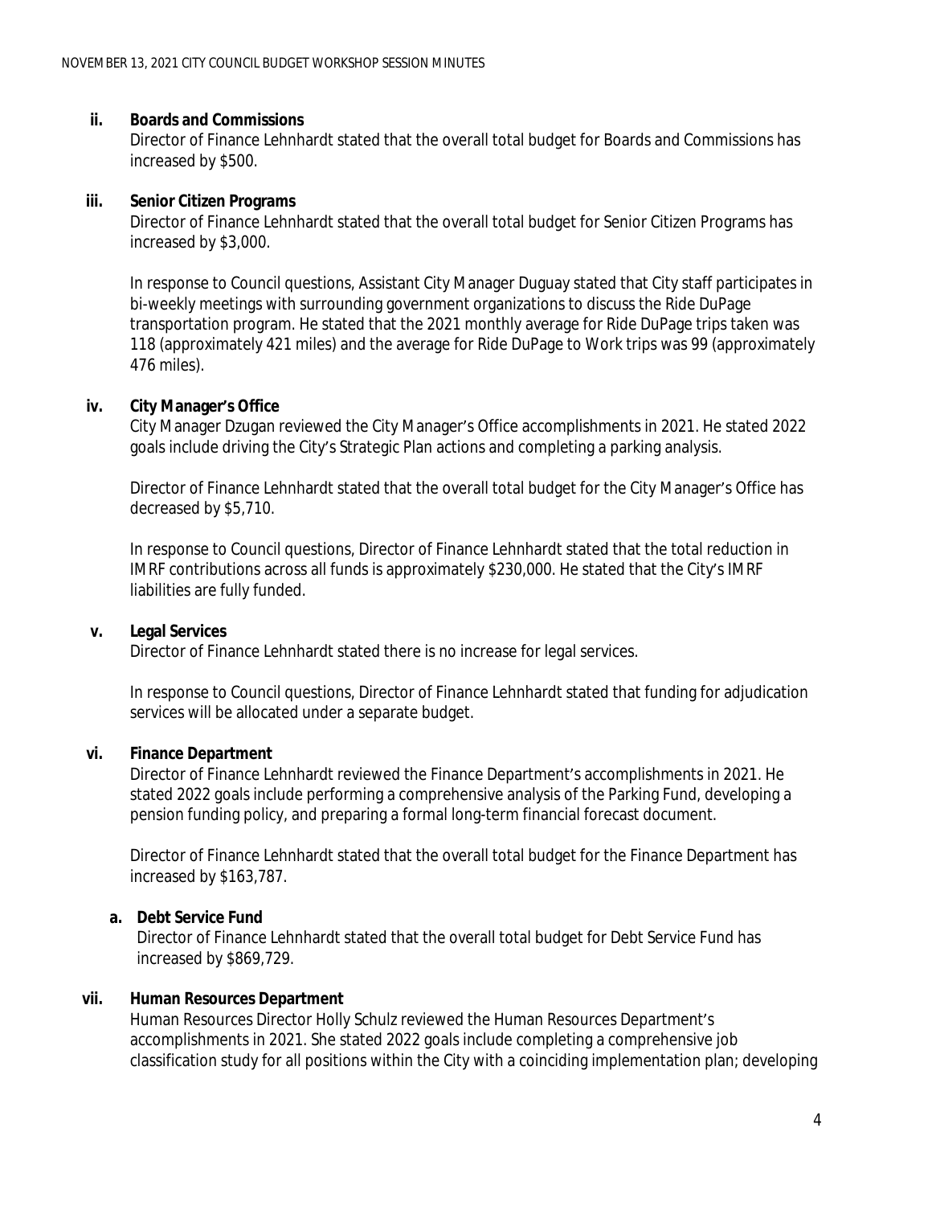**ii. Boards and Commissions**

Director of Finance Lehnhardt stated that the overall total budget for Boards and Commissions has increased by $500.

**iii. Senior Citizen Programs**

Director of Finance Lehnhardt stated that the overall total budget for Senior Citizen Programs has increased by $3,000.

In response to Council questions, Assistant City Manager Duguay stated that City staff participates in bi-weekly meetings with surrounding government organizations to discuss the Ride DuPage transportation program. He stated that the 2021 monthly average for Ride DuPage trips taken was 118 (approximately 421 miles) and the average for Ride DuPage to Work trips was 99 (approximately 476 miles).

**iv. City Manager's Office**

City Manager Dzugan reviewed the City Manager's Office accomplishments in 2021. He stated 2022 goals include driving the City's Strategic Plan actions and completing a parking analysis.

Director of Finance Lehnhardt stated that the overall total budget for the City Manager's Office has decreased by $5,710.

In response to Council questions, Director of Finance Lehnhardt stated that the total reduction in IMRF contributions across all funds is approximately $230,000. He stated that the City's IMRF liabilities are fully funded.

**v. Legal Services**

Director of Finance Lehnhardt stated there is no increase for legal services.

In response to Council questions, Director of Finance Lehnhardt stated that funding for adjudication services will be allocated under a separate budget.

**vi. Finance Department**

Director of Finance Lehnhardt reviewed the Finance Department's accomplishments in 2021. He stated 2022 goals include performing a comprehensive analysis of the Parking Fund, developing a pension funding policy, and preparing a formal long-term financial forecast document.

Director of Finance Lehnhardt stated that the overall total budget for the Finance Department has increased by $163,787.

**a. Debt Service Fund**

Director of Finance Lehnhardt stated that the overall total budget for Debt Service Fund has increased by $869,729.

**vii. Human Resources Department**

Human Resources Director Holly Schulz reviewed the Human Resources Department's accomplishments in 2021. She stated 2022 goals include completing a comprehensive job classification study for all positions within the City with a coinciding implementation plan; developing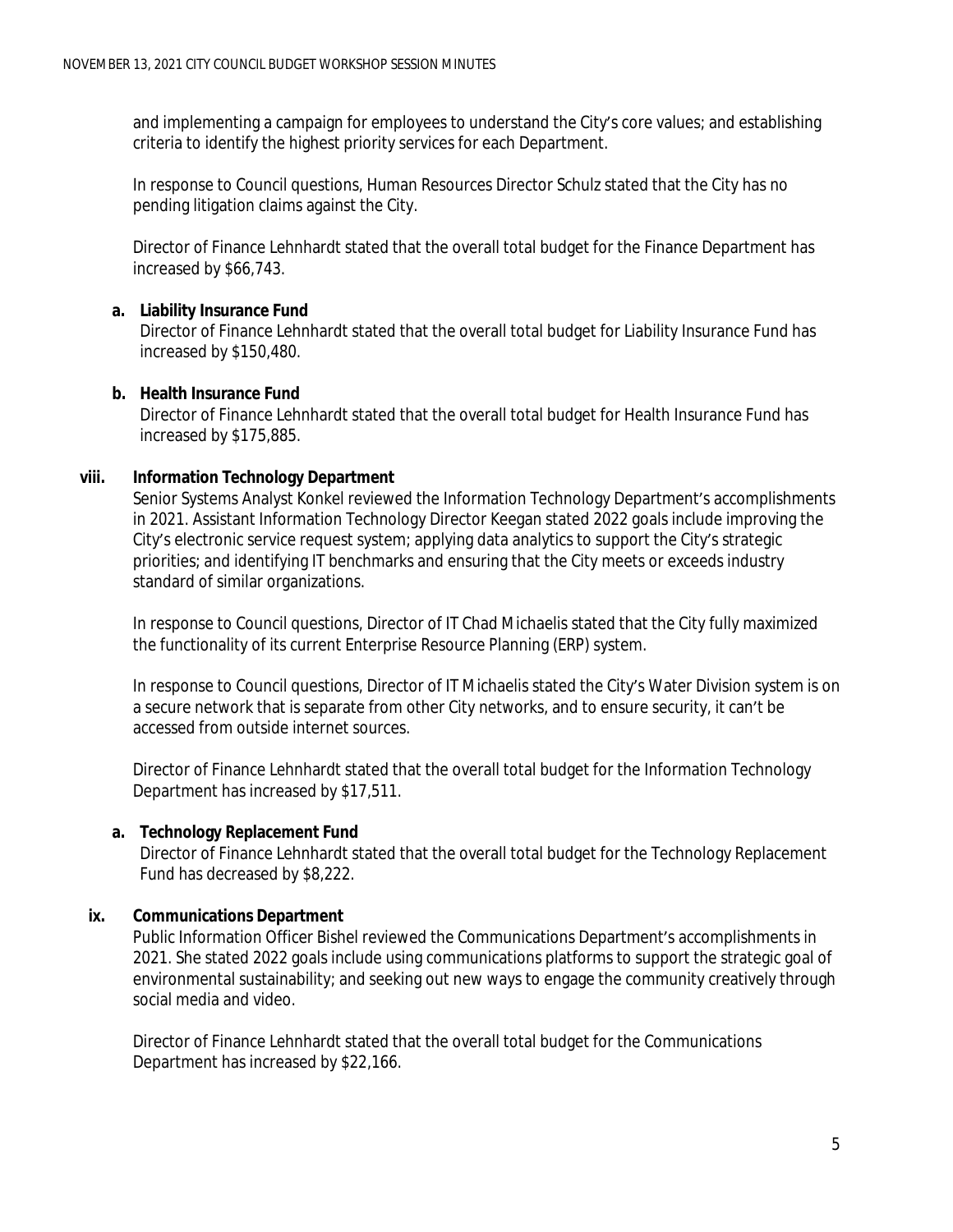and implementing a campaign for employees to understand the City's core values; and establishing criteria to identify the highest priority services for each Department.

In response to Council questions, Human Resources Director Schulz stated that the City has no pending litigation claims against the City.

Director of Finance Lehnhardt stated that the overall total budget for the Finance Department has increased by $66,743.

**a. Liability Insurance Fund**

Director of Finance Lehnhardt stated that the overall total budget for Liability Insurance Fund has increased by $150,480.

**b. Health Insurance Fund**

Director of Finance Lehnhardt stated that the overall total budget for Health Insurance Fund has increased by $175,885.

**viii. Information Technology Department**

Senior Systems Analyst Konkel reviewed the Information Technology Department's accomplishments in 2021. Assistant Information Technology Director Keegan stated 2022 goals include improving the City's electronic service request system; applying data analytics to support the City's strategic priorities; and identifying IT benchmarks and ensuring that the City meets or exceeds industry standard of similar organizations.

In response to Council questions, Director of IT Chad Michaelis stated that the City fully maximized the functionality of its current Enterprise Resource Planning (ERP) system.

In response to Council questions, Director of IT Michaelis stated the City's Water Division system is on a secure network that is separate from other City networks, and to ensure security, it can't be accessed from outside internet sources.

Director of Finance Lehnhardt stated that the overall total budget for the Information Technology Department has increased by $17,511.

**a. Technology Replacement Fund**

Director of Finance Lehnhardt stated that the overall total budget for the Technology Replacement Fund has decreased by $8,222.

**ix. Communications Department**

Public Information Officer Bishel reviewed the Communications Department's accomplishments in 2021. She stated 2022 goals include using communications platforms to support the strategic goal of environmental sustainability; and seeking out new ways to engage the community creatively through social media and video.

Director of Finance Lehnhardt stated that the overall total budget for the Communications Department has increased by $22,166.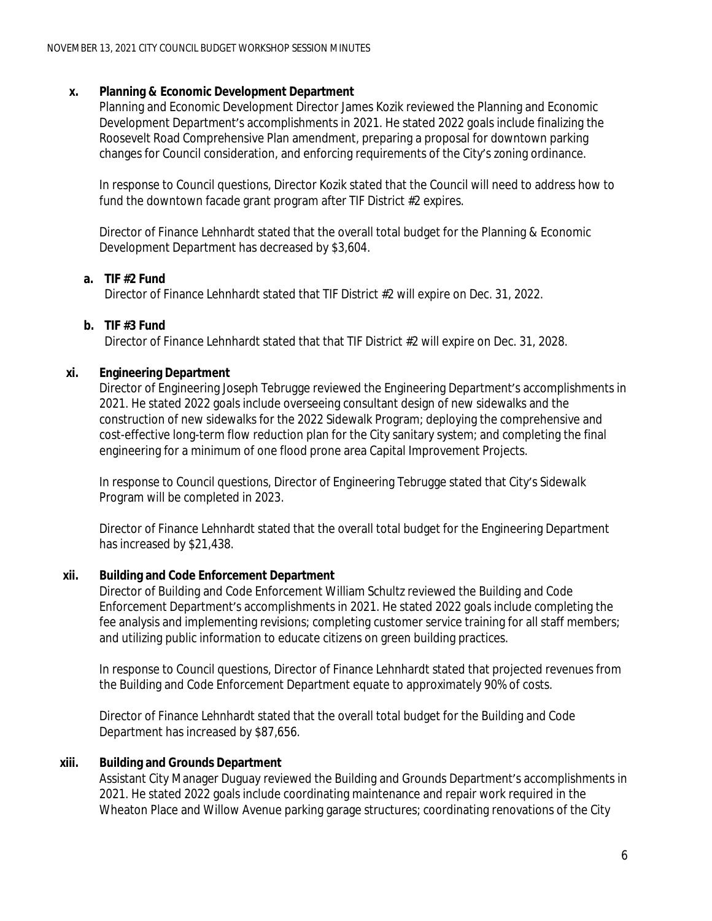**x. Planning & Economic Development Department**

Planning and Economic Development Director James Kozik reviewed the Planning and Economic Development Department's accomplishments in 2021. He stated 2022 goals include finalizing the Roosevelt Road Comprehensive Plan amendment, preparing a proposal for downtown parking changes for Council consideration, and enforcing requirements of the City's zoning ordinance.

In response to Council questions, Director Kozik stated that the Council will need to address how to fund the downtown facade grant program after TIF District #2 expires.

Director of Finance Lehnhardt stated that the overall total budget for the Planning & Economic Development Department has decreased by $3,604.

**a. TIF #2 Fund**

Director of Finance Lehnhardt stated that TIF District #2 will expire on Dec. 31, 2022.

**b. TIF #3 Fund**

Director of Finance Lehnhardt stated that that TIF District #2 will expire on Dec. 31, 2028.

**xi. Engineering Department**

Director of Engineering Joseph Tebrugge reviewed the Engineering Department's accomplishments in 2021. He stated 2022 goals include overseeing consultant design of new sidewalks and the construction of new sidewalks for the 2022 Sidewalk Program; deploying the comprehensive and cost-effective long-term flow reduction plan for the City sanitary system; and completing the final engineering for a minimum of one flood prone area Capital Improvement Projects.

In response to Council questions, Director of Engineering Tebrugge stated that City's Sidewalk Program will be completed in 2023.

Director of Finance Lehnhardt stated that the overall total budget for the Engineering Department has increased by $21,438.

**xii. Building and Code Enforcement Department**

Director of Building and Code Enforcement William Schultz reviewed the Building and Code Enforcement Department's accomplishments in 2021. He stated 2022 goals include completing the fee analysis and implementing revisions; completing customer service training for all staff members; and utilizing public information to educate citizens on green building practices.

In response to Council questions, Director of Finance Lehnhardt stated that projected revenues from the Building and Code Enforcement Department equate to approximately 90% of costs.

Director of Finance Lehnhardt stated that the overall total budget for the Building and Code Department has increased by $87,656.

**xiii. Building and Grounds Department**

Assistant City Manager Duguay reviewed the Building and Grounds Department's accomplishments in 2021. He stated 2022 goals include coordinating maintenance and repair work required in the Wheaton Place and Willow Avenue parking garage structures; coordinating renovations of the City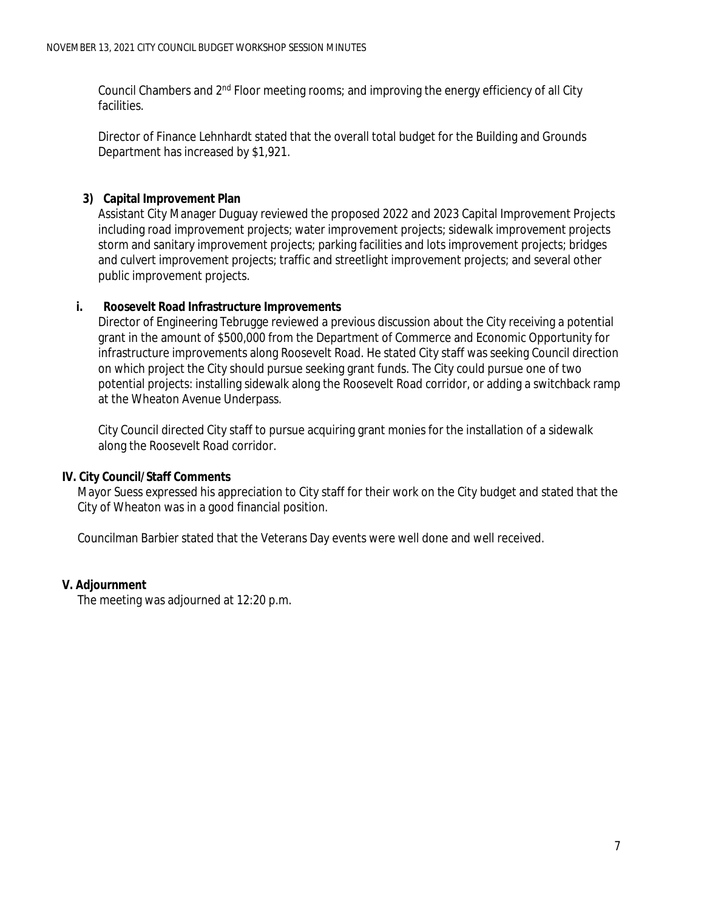Council Chambers and 2nd Floor meeting rooms; and improving the energy efficiency of all City facilities.

Director of Finance Lehnhardt stated that the overall total budget for the Building and Grounds Department has increased by $1,921.

**3) Capital Improvement Plan**

Assistant City Manager Duguay reviewed the proposed 2022 and 2023 Capital Improvement Projects including road improvement projects; water improvement projects; sidewalk improvement projects storm and sanitary improvement projects; parking facilities and lots improvement projects; bridges and culvert improvement projects; traffic and streetlight improvement projects; and several other public improvement projects.

**i. Roosevelt Road Infrastructure Improvements**

Director of Engineering Tebrugge reviewed a previous discussion about the City receiving a potential grant in the amount of $500,000 from the Department of Commerce and Economic Opportunity for infrastructure improvements along Roosevelt Road. He stated City staff was seeking Council direction on which project the City should pursue seeking grant funds. The City could pursue one of two potential projects: installing sidewalk along the Roosevelt Road corridor, or adding a switchback ramp at the Wheaton Avenue Underpass.

City Council directed City staff to pursue acquiring grant monies for the installation of a sidewalk along the Roosevelt Road corridor.

## IV. City Council/Staff Comments

Mayor Suess expressed his appreciation to City staff for their work on the City budget and stated that the City of Wheaton was in a good financial position.

Councilman Barbier stated that the Veterans Day events were well done and well received.

## V. Adjournment

The meeting was adjourned at 12:20 p.m.